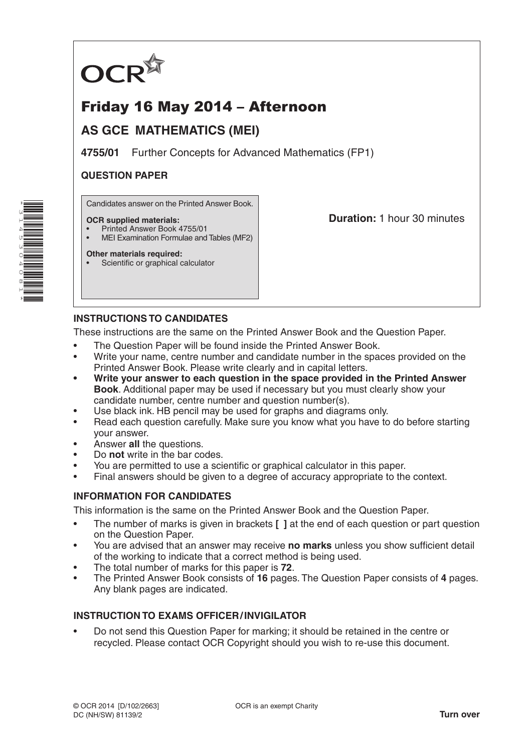OCR

# Friday 16 May 2014 – Afternoon

## AS GCE MATHEMATICS (MEI)

**4755/01** Further Concepts for Advanced Mathematics (FP1)

**QUESTION PAPER**

Candidates answer on the Printed Answer Book.

**OCR supplied materials:**
- Printed Answer Book 4755/01
- MEI Examination Formulae and Tables (MF2)

**Other materials required:**
- Scientific or graphical calculator

**Duration:** 1 hour 30 minutes

### INSTRUCTIONS TO CANDIDATES

These instructions are the same on the Printed Answer Book and the Question Paper.

- The Question Paper will be found inside the Printed Answer Book.
- Write your name, centre number and candidate number in the spaces provided on the Printed Answer Book. Please write clearly and in capital letters.
- **Write your answer to each question in the space provided in the Printed Answer Book**. Additional paper may be used if necessary but you must clearly show your candidate number, centre number and question number(s).
- Use black ink. HB pencil may be used for graphs and diagrams only.
- Read each question carefully. Make sure you know what you have to do before starting your answer.
- Answer **all** the questions.
- Do **not** write in the bar codes.
- You are permitted to use a scientific or graphical calculator in this paper.
- Final answers should be given to a degree of accuracy appropriate to the context.

### INFORMATION FOR CANDIDATES

This information is the same on the Printed Answer Book and the Question Paper.

- The number of marks is given in brackets **[ ]** at the end of each question or part question on the Question Paper.
- You are advised that an answer may receive **no marks** unless you show sufficient detail of the working to indicate that a correct method is being used.
- The total number of marks for this paper is **72**.
- The Printed Answer Book consists of **16** pages. The Question Paper consists of **4** pages. Any blank pages are indicated.

### INSTRUCTION TO EXAMS OFFICER / INVIGILATOR

- Do not send this Question Paper for marking; it should be retained in the centre or recycled. Please contact OCR Copyright should you wish to re-use this document.

© OCR 2014 [D/102/2663]
DC (NH/SW) 81139/2

OCR is an exempt Charity

**Turn over**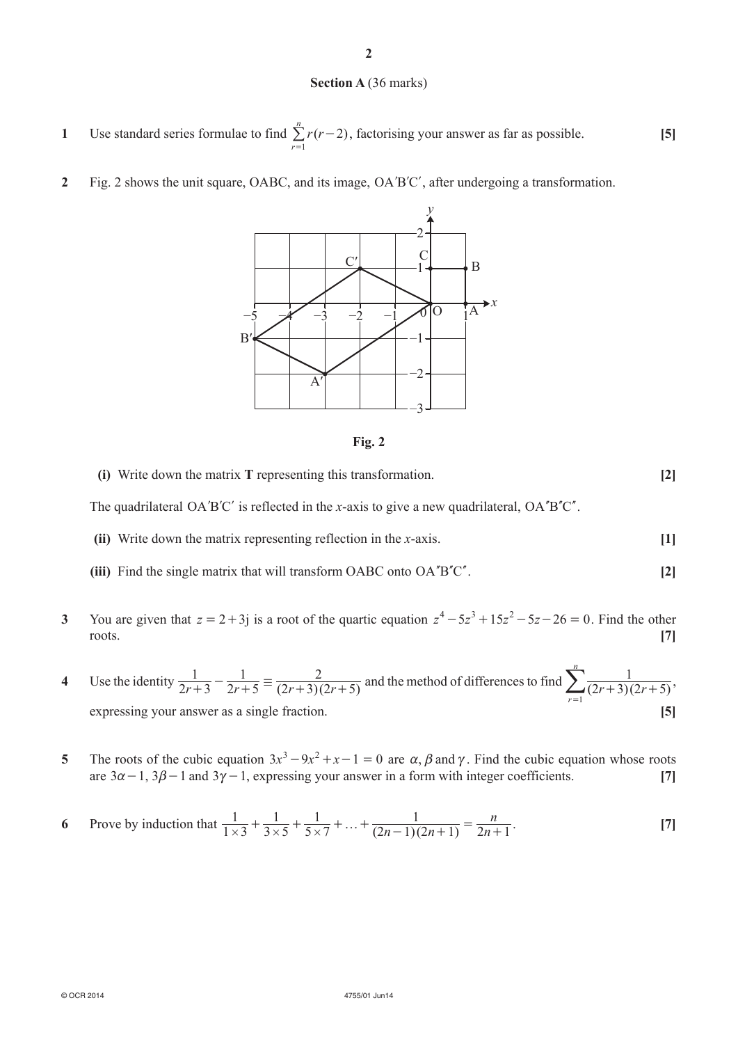## Section A (36 marks)

**1** Use standard series formulae to find $\sum_{r=1}^{n} r(r-2)$, factorising your answer as far as possible. **[5]**

**2** Fig. 2 shows the unit square, OABC, and its image, OA′B′C′, after undergoing a transformation.

**Fig. 2**

**(i)** Write down the matrix **T** representing this transformation. **[2]**

The quadrilateral OA′B′C′ is reflected in the $x$-axis to give a new quadrilateral, OA″B″C″.

**(ii)** Write down the matrix representing reflection in the $x$-axis. **[1]**

**(iii)** Find the single matrix that will transform OABC onto OA″B″C″. **[2]**

**3** You are given that $z = 2 + 3\text{j}$ is a root of the quartic equation $z^4 - 5z^3 + 15z^2 - 5z - 26 = 0$. Find the other roots. **[7]**

**4** Use the identity $\frac{1}{2r+3} - \frac{1}{2r+5} \equiv \frac{2}{(2r+3)(2r+5)}$ and the method of differences to find $\sum_{r=1}^{n} \frac{1}{(2r+3)(2r+5)}$, expressing your answer as a single fraction. **[5]**

**5** The roots of the cubic equation $3x^3 - 9x^2 + x - 1 = 0$ are $\alpha, \beta$ and $\gamma$. Find the cubic equation whose roots are $3\alpha - 1$, $3\beta - 1$ and $3\gamma - 1$, expressing your answer in a form with integer coefficients. **[7]**

**6** Prove by induction that $\frac{1}{1 \times 3} + \frac{1}{3 \times 5} + \frac{1}{5 \times 7} + \ldots + \frac{1}{(2n-1)(2n+1)} = \frac{n}{2n+1}$. **[7]**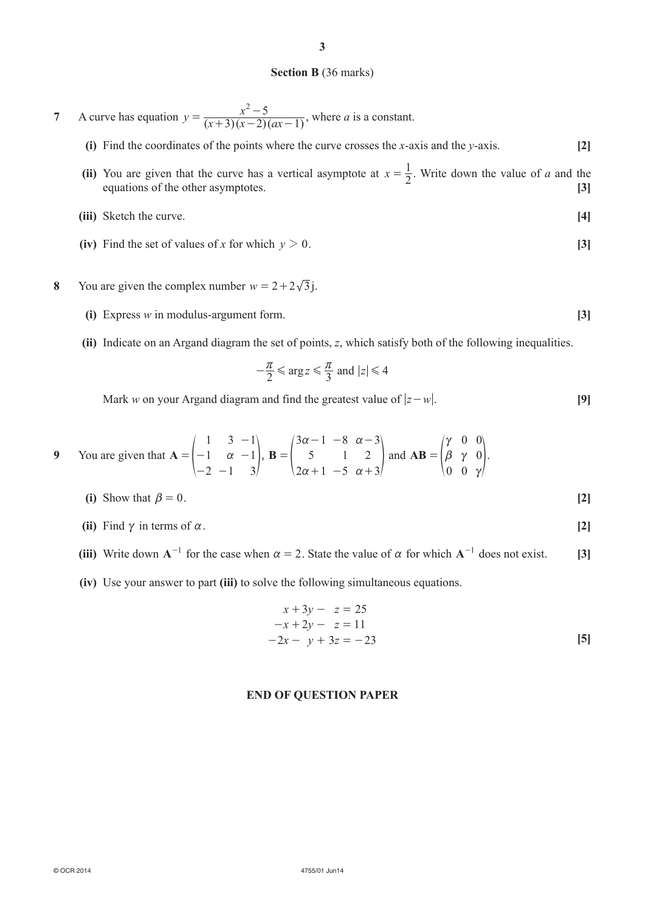## Section B (36 marks)

**7** A curve has equation $y = \dfrac{x^2 - 5}{(x+3)(x-2)(ax-1)}$, where $a$ is a constant.

**(i)** Find the coordinates of the points where the curve crosses the $x$-axis and the $y$-axis. **[2]**

**(ii)** You are given that the curve has a vertical asymptote at $x = \frac{1}{2}$. Write down the value of $a$ and the equations of the other asymptotes. **[3]**

**(iii)** Sketch the curve. **[4]**

**(iv)** Find the set of values of $x$ for which $y > 0$. **[3]**

**8** You are given the complex number $w = 2 + 2\sqrt{3}\mathrm{j}$.

**(i)** Express $w$ in modulus-argument form. **[3]**

**(ii)** Indicate on an Argand diagram the set of points, $z$, which satisfy both of the following inequalities.

$$-\frac{\pi}{2} \leqslant \arg z \leqslant \frac{\pi}{3} \text{ and } |z| \leqslant 4$$

Mark $w$ on your Argand diagram and find the greatest value of $|z - w|$. **[9]**

**9** You are given that $\mathbf{A} = \begin{pmatrix} 1 & 3 & -1 \\ -1 & \alpha & -1 \\ -2 & -1 & 3 \end{pmatrix}$, $\mathbf{B} = \begin{pmatrix} 3\alpha - 1 & -8 & \alpha - 3 \\ 5 & 1 & 2 \\ 2\alpha + 1 & -5 & \alpha + 3 \end{pmatrix}$ and $\mathbf{AB} = \begin{pmatrix} \gamma & 0 & 0 \\ \beta & \gamma & 0 \\ 0 & 0 & \gamma \end{pmatrix}$.

**(i)** Show that $\beta = 0$. **[2]**

**(ii)** Find $\gamma$ in terms of $\alpha$. **[2]**

**(iii)** Write down $\mathbf{A}^{-1}$ for the case when $\alpha = 2$. State the value of $\alpha$ for which $\mathbf{A}^{-1}$ does not exist. **[3]**

**(iv)** Use your answer to part **(iii)** to solve the following simultaneous equations.

$$\begin{aligned} x + 3y - z &= 25 \\ -x + 2y - z &= 11 \\ -2x - y + 3z &= -23 \end{aligned}$$

**[5]**

**END OF QUESTION PAPER**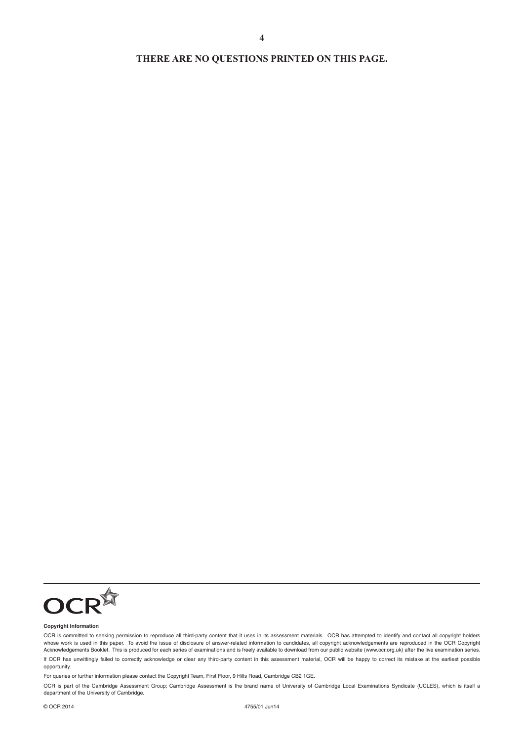**THERE ARE NO QUESTIONS PRINTED ON THIS PAGE.**

**Copyright Information**

OCR is committed to seeking permission to reproduce all third-party content that it uses in its assessment materials. OCR has attempted to identify and contact all copyright holders whose work is used in this paper. To avoid the issue of disclosure of answer-related information to candidates, all copyright acknowledgements are reproduced in the OCR Copyright Acknowledgements Booklet. This is produced for each series of examinations and is freely available to download from our public website (www.ocr.org.uk) after the live examination series.

If OCR has unwittingly failed to correctly acknowledge or clear any third-party content in this assessment material, OCR will be happy to correct its mistake at the earliest possible opportunity.

For queries or further information please contact the Copyright Team, First Floor, 9 Hills Road, Cambridge CB2 1GE.

OCR is part of the Cambridge Assessment Group; Cambridge Assessment is the brand name of University of Cambridge Local Examinations Syndicate (UCLES), which is itself a department of the University of Cambridge.

© OCR 2014 4755/01 Jun14